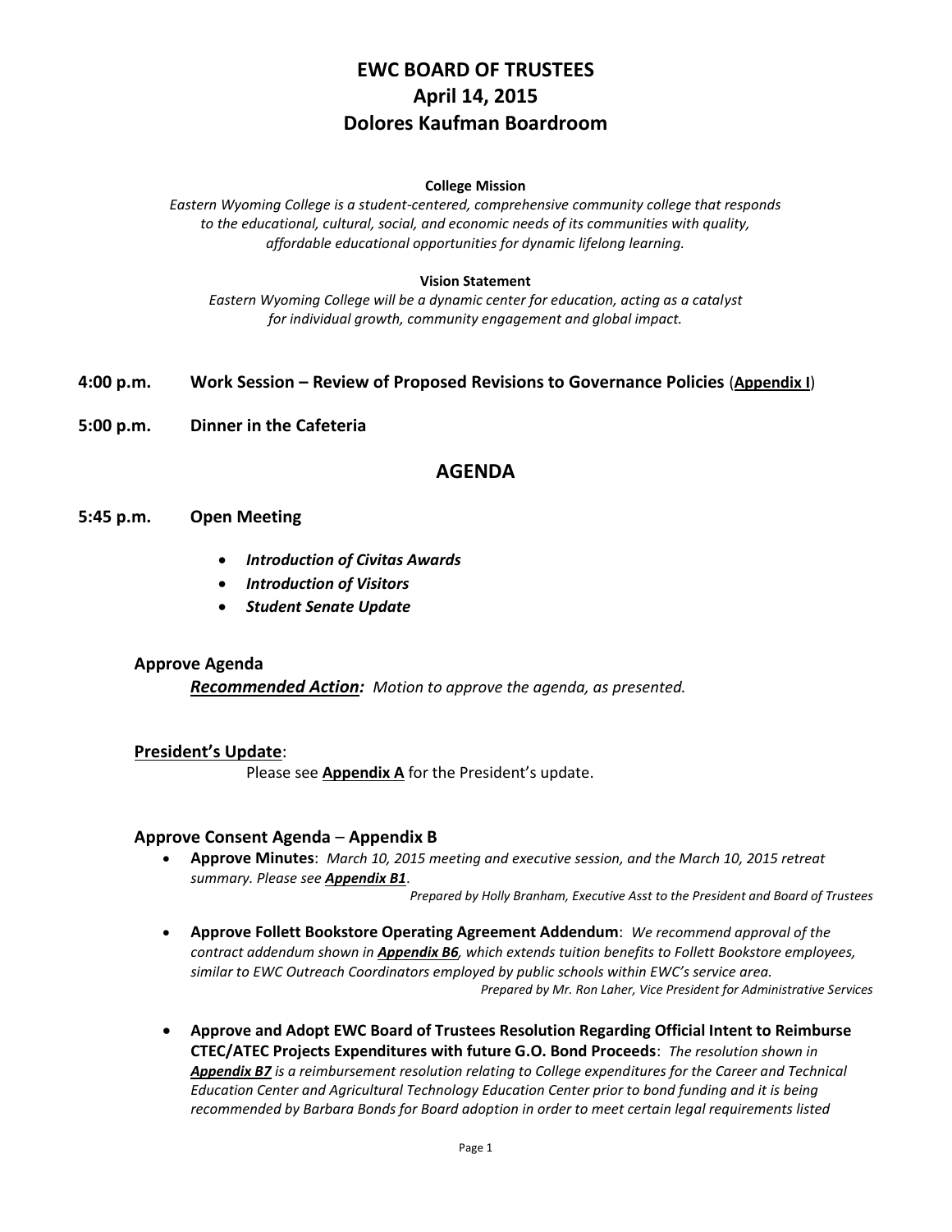# EWC BOARD OF TRUSTEES
# April 14, 2015
# Dolores Kaufman Boardroom

**College Mission**

*Eastern Wyoming College is a student-centered, comprehensive community college that responds to the educational, cultural, social, and economic needs of its communities with quality, affordable educational opportunities for dynamic lifelong learning.*

**Vision Statement**

*Eastern Wyoming College will be a dynamic center for education, acting as a catalyst for individual growth, community engagement and global impact.*

**4:00 p.m. Work Session – Review of Proposed Revisions to Governance Policies** (**Appendix I**)

**5:00 p.m. Dinner in the Cafeteria**

## AGENDA

**5:45 p.m. Open Meeting**

- ***Introduction of Civitas Awards***
- ***Introduction of Visitors***
- ***Student Senate Update***

### Approve Agenda

***Recommended Action:*** *Motion to approve the agenda, as presented.*

### President's Update:

Please see **Appendix A** for the President's update.

### Approve Consent Agenda – Appendix B

- **Approve Minutes**: *March 10, 2015 meeting and executive session, and the March 10, 2015 retreat summary. Please see **Appendix B1**.*

  *Prepared by Holly Branham, Executive Asst to the President and Board of Trustees*

- **Approve Follett Bookstore Operating Agreement Addendum**: *We recommend approval of the contract addendum shown in **Appendix B6**, which extends tuition benefits to Follett Bookstore employees, similar to EWC Outreach Coordinators employed by public schools within EWC's service area.*

  *Prepared by Mr. Ron Laher, Vice President for Administrative Services*

- **Approve and Adopt EWC Board of Trustees Resolution Regarding Official Intent to Reimburse CTEC/ATEC Projects Expenditures with future G.O. Bond Proceeds**: *The resolution shown in **Appendix B7** is a reimbursement resolution relating to College expenditures for the Career and Technical Education Center and Agricultural Technology Education Center prior to bond funding and it is being recommended by Barbara Bonds for Board adoption in order to meet certain legal requirements listed*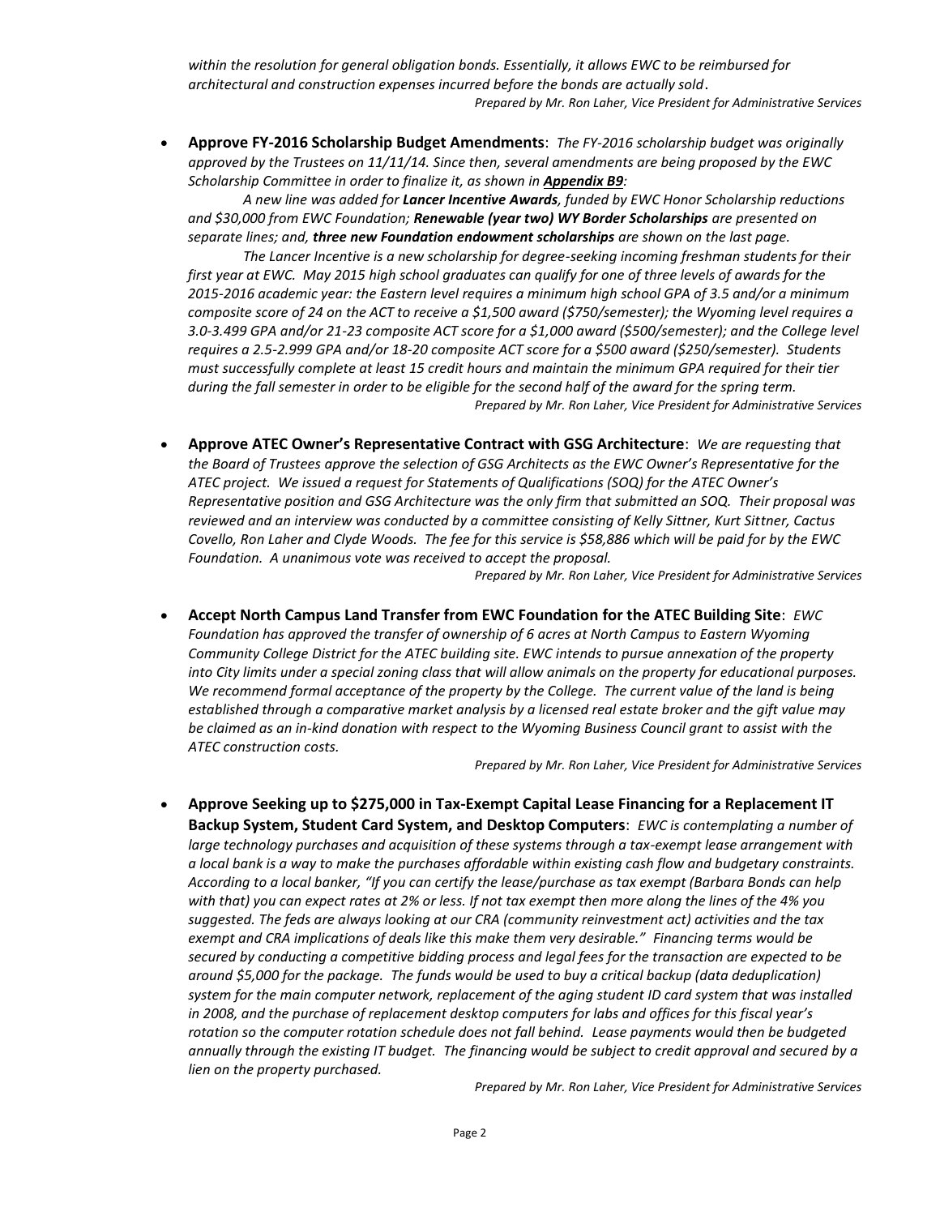*within the resolution for general obligation bonds. Essentially, it allows EWC to be reimbursed for architectural and construction expenses incurred before the bonds are actually sold.*

*Prepared by Mr. Ron Laher, Vice President for Administrative Services*

- **Approve FY-2016 Scholarship Budget Amendments**: *The FY-2016 scholarship budget was originally approved by the Trustees on 11/11/14. Since then, several amendments are being proposed by the EWC Scholarship Committee in order to finalize it, as shown in **Appendix B9**:*

  *A new line was added for **Lancer Incentive Awards**, funded by EWC Honor Scholarship reductions and $30,000 from EWC Foundation; **Renewable (year two) WY Border Scholarships** are presented on separate lines; and, **three new Foundation endowment scholarships** are shown on the last page.*

  *The Lancer Incentive is a new scholarship for degree-seeking incoming freshman students for their first year at EWC. May 2015 high school graduates can qualify for one of three levels of awards for the 2015-2016 academic year: the Eastern level requires a minimum high school GPA of 3.5 and/or a minimum composite score of 24 on the ACT to receive a $1,500 award ($750/semester); the Wyoming level requires a 3.0-3.499 GPA and/or 21-23 composite ACT score for a $1,000 award ($500/semester); and the College level requires a 2.5-2.999 GPA and/or 18-20 composite ACT score for a $500 award ($250/semester). Students must successfully complete at least 15 credit hours and maintain the minimum GPA required for their tier during the fall semester in order to be eligible for the second half of the award for the spring term.*

  *Prepared by Mr. Ron Laher, Vice President for Administrative Services*

- **Approve ATEC Owner's Representative Contract with GSG Architecture**: *We are requesting that the Board of Trustees approve the selection of GSG Architects as the EWC Owner's Representative for the ATEC project. We issued a request for Statements of Qualifications (SOQ) for the ATEC Owner's Representative position and GSG Architecture was the only firm that submitted an SOQ. Their proposal was reviewed and an interview was conducted by a committee consisting of Kelly Sittner, Kurt Sittner, Cactus Covello, Ron Laher and Clyde Woods. The fee for this service is $58,886 which will be paid for by the EWC Foundation. A unanimous vote was received to accept the proposal.*

  *Prepared by Mr. Ron Laher, Vice President for Administrative Services*

- **Accept North Campus Land Transfer from EWC Foundation for the ATEC Building Site**: *EWC Foundation has approved the transfer of ownership of 6 acres at North Campus to Eastern Wyoming Community College District for the ATEC building site. EWC intends to pursue annexation of the property into City limits under a special zoning class that will allow animals on the property for educational purposes. We recommend formal acceptance of the property by the College. The current value of the land is being established through a comparative market analysis by a licensed real estate broker and the gift value may be claimed as an in-kind donation with respect to the Wyoming Business Council grant to assist with the ATEC construction costs.*

  *Prepared by Mr. Ron Laher, Vice President for Administrative Services*

- **Approve Seeking up to $275,000 in Tax-Exempt Capital Lease Financing for a Replacement IT Backup System, Student Card System, and Desktop Computers**: *EWC is contemplating a number of large technology purchases and acquisition of these systems through a tax-exempt lease arrangement with a local bank is a way to make the purchases affordable within existing cash flow and budgetary constraints. According to a local banker, "If you can certify the lease/purchase as tax exempt (Barbara Bonds can help with that) you can expect rates at 2% or less. If not tax exempt then more along the lines of the 4% you suggested. The feds are always looking at our CRA (community reinvestment act) activities and the tax exempt and CRA implications of deals like this make them very desirable." Financing terms would be secured by conducting a competitive bidding process and legal fees for the transaction are expected to be around $5,000 for the package. The funds would be used to buy a critical backup (data deduplication) system for the main computer network, replacement of the aging student ID card system that was installed in 2008, and the purchase of replacement desktop computers for labs and offices for this fiscal year's rotation so the computer rotation schedule does not fall behind. Lease payments would then be budgeted annually through the existing IT budget. The financing would be subject to credit approval and secured by a lien on the property purchased.*

  *Prepared by Mr. Ron Laher, Vice President for Administrative Services*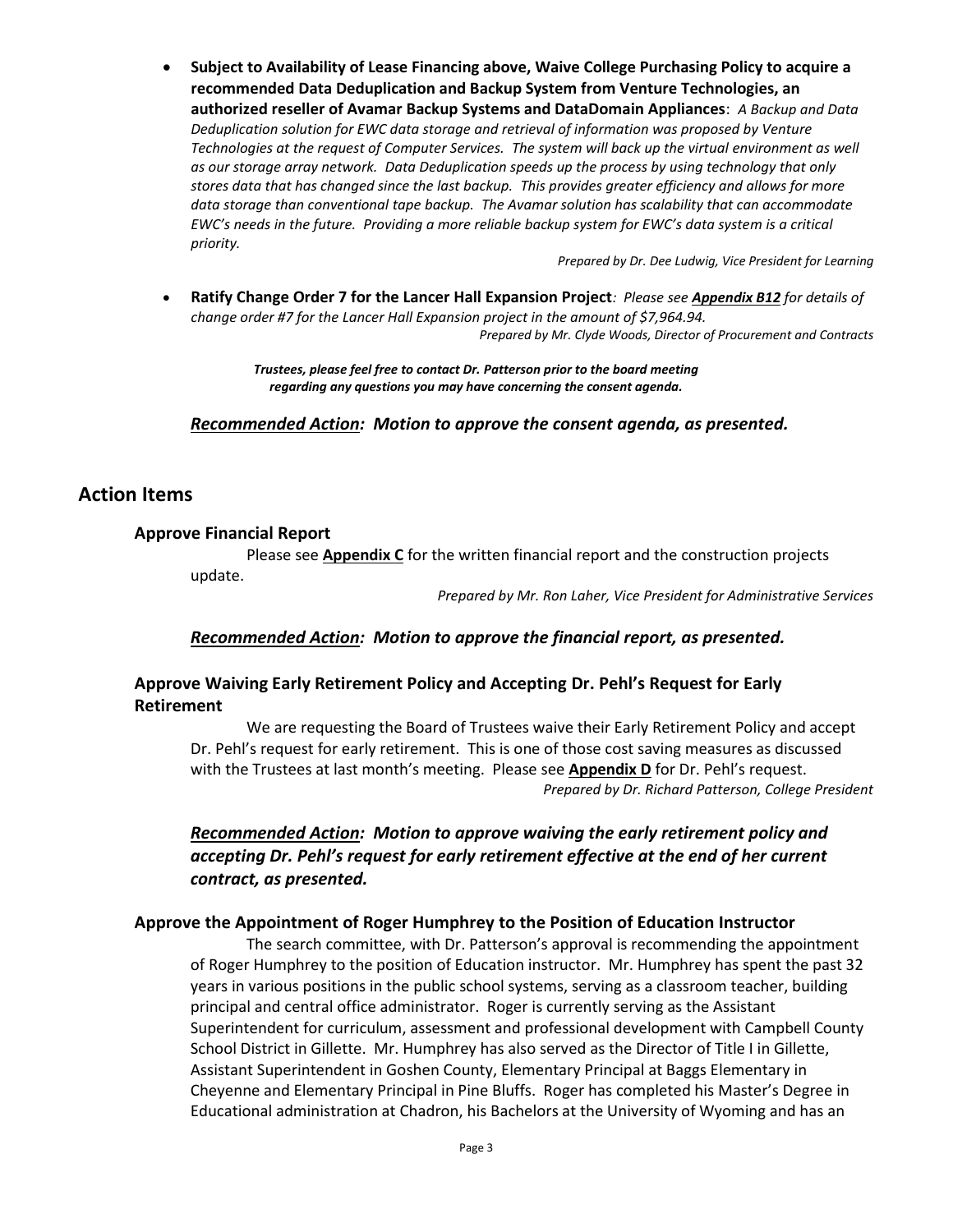- **Subject to Availability of Lease Financing above, Waive College Purchasing Policy to acquire a recommended Data Deduplication and Backup System from Venture Technologies, an authorized reseller of Avamar Backup Systems and DataDomain Appliances**: *A Backup and Data Deduplication solution for EWC data storage and retrieval of information was proposed by Venture Technologies at the request of Computer Services. The system will back up the virtual environment as well as our storage array network. Data Deduplication speeds up the process by using technology that only stores data that has changed since the last backup. This provides greater efficiency and allows for more data storage than conventional tape backup. The Avamar solution has scalability that can accommodate EWC's needs in the future. Providing a more reliable backup system for EWC's data system is a critical priority.*

  *Prepared by Dr. Dee Ludwig, Vice President for Learning*

- **Ratify Change Order 7 for the Lancer Hall Expansion Project**: *Please see **Appendix B12** for details of change order #7 for the Lancer Hall Expansion project in the amount of $7,964.94.*

  *Prepared by Mr. Clyde Woods, Director of Procurement and Contracts*

***Trustees, please feel free to contact Dr. Patterson prior to the board meeting regarding any questions you may have concerning the consent agenda.***

***Recommended Action: Motion to approve the consent agenda, as presented.***

## Action Items

### Approve Financial Report

Please see **Appendix C** for the written financial report and the construction projects update.

*Prepared by Mr. Ron Laher, Vice President for Administrative Services*

***Recommended Action: Motion to approve the financial report, as presented.***

### Approve Waiving Early Retirement Policy and Accepting Dr. Pehl's Request for Early Retirement

We are requesting the Board of Trustees waive their Early Retirement Policy and accept Dr. Pehl's request for early retirement. This is one of those cost saving measures as discussed with the Trustees at last month's meeting. Please see **Appendix D** for Dr. Pehl's request.

*Prepared by Dr. Richard Patterson, College President*

***Recommended Action: Motion to approve waiving the early retirement policy and accepting Dr. Pehl's request for early retirement effective at the end of her current contract, as presented.***

### Approve the Appointment of Roger Humphrey to the Position of Education Instructor

The search committee, with Dr. Patterson's approval is recommending the appointment of Roger Humphrey to the position of Education instructor. Mr. Humphrey has spent the past 32 years in various positions in the public school systems, serving as a classroom teacher, building principal and central office administrator. Roger is currently serving as the Assistant Superintendent for curriculum, assessment and professional development with Campbell County School District in Gillette. Mr. Humphrey has also served as the Director of Title I in Gillette, Assistant Superintendent in Goshen County, Elementary Principal at Baggs Elementary in Cheyenne and Elementary Principal in Pine Bluffs. Roger has completed his Master's Degree in Educational administration at Chadron, his Bachelors at the University of Wyoming and has an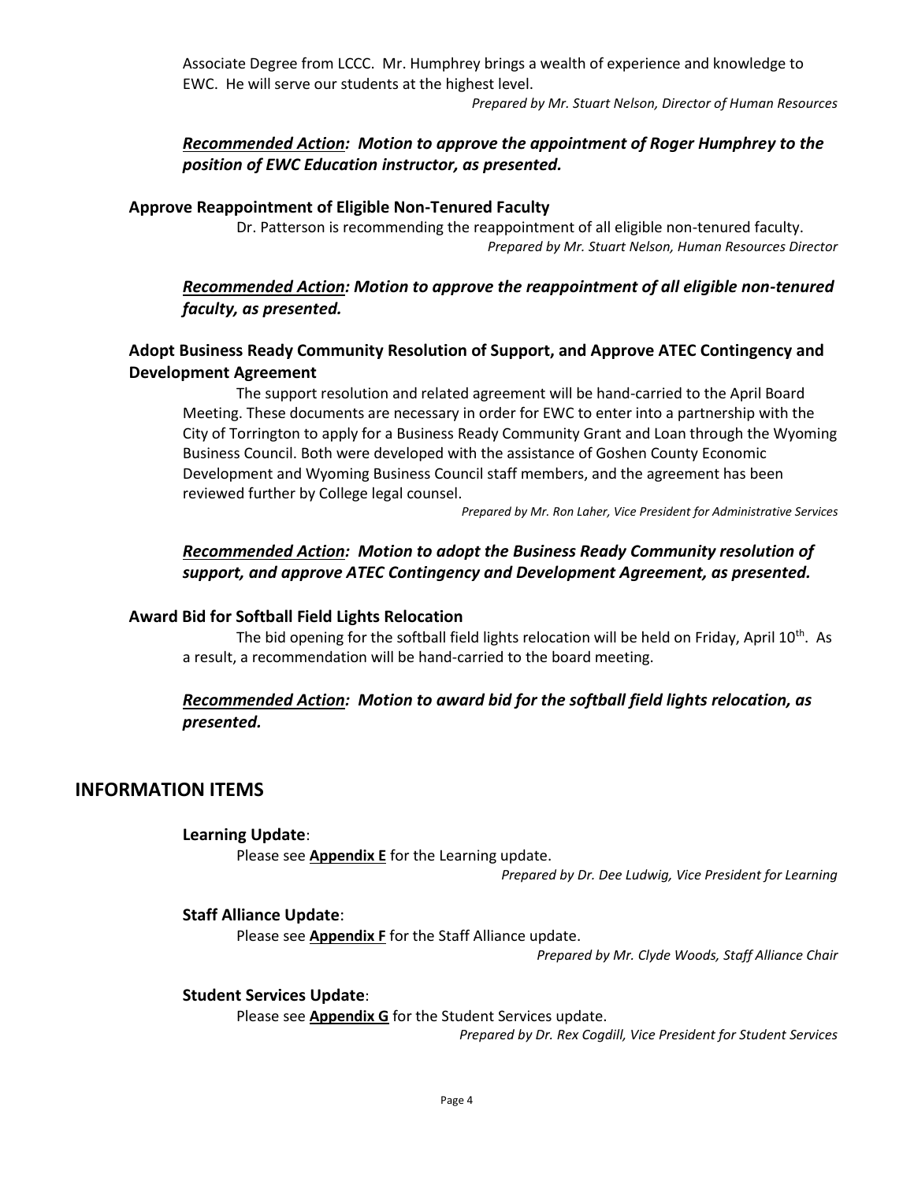Associate Degree from LCCC. Mr. Humphrey brings a wealth of experience and knowledge to EWC. He will serve our students at the highest level.

*Prepared by Mr. Stuart Nelson, Director of Human Resources*

***Recommended Action*: *Motion to approve the appointment of Roger Humphrey to the position of EWC Education instructor, as presented.***

**Approve Reappointment of Eligible Non-Tenured Faculty**

Dr. Patterson is recommending the reappointment of all eligible non-tenured faculty.

*Prepared by Mr. Stuart Nelson, Human Resources Director*

***Recommended Action*: *Motion to approve the reappointment of all eligible non-tenured faculty, as presented.***

**Adopt Business Ready Community Resolution of Support, and Approve ATEC Contingency and Development Agreement**

The support resolution and related agreement will be hand-carried to the April Board Meeting. These documents are necessary in order for EWC to enter into a partnership with the City of Torrington to apply for a Business Ready Community Grant and Loan through the Wyoming Business Council. Both were developed with the assistance of Goshen County Economic Development and Wyoming Business Council staff members, and the agreement has been reviewed further by College legal counsel.

*Prepared by Mr. Ron Laher, Vice President for Administrative Services*

***Recommended Action*: *Motion to adopt the Business Ready Community resolution of support, and approve ATEC Contingency and Development Agreement, as presented.***

**Award Bid for Softball Field Lights Relocation**

The bid opening for the softball field lights relocation will be held on Friday, April 10th. As a result, a recommendation will be hand-carried to the board meeting.

***Recommended Action*: *Motion to award bid for the softball field lights relocation, as presented.***

## INFORMATION ITEMS

**Learning Update**:

Please see **Appendix E** for the Learning update.

*Prepared by Dr. Dee Ludwig, Vice President for Learning*

**Staff Alliance Update**:

Please see **Appendix F** for the Staff Alliance update.

*Prepared by Mr. Clyde Woods, Staff Alliance Chair*

**Student Services Update**:

Please see **Appendix G** for the Student Services update.

*Prepared by Dr. Rex Cogdill, Vice President for Student Services*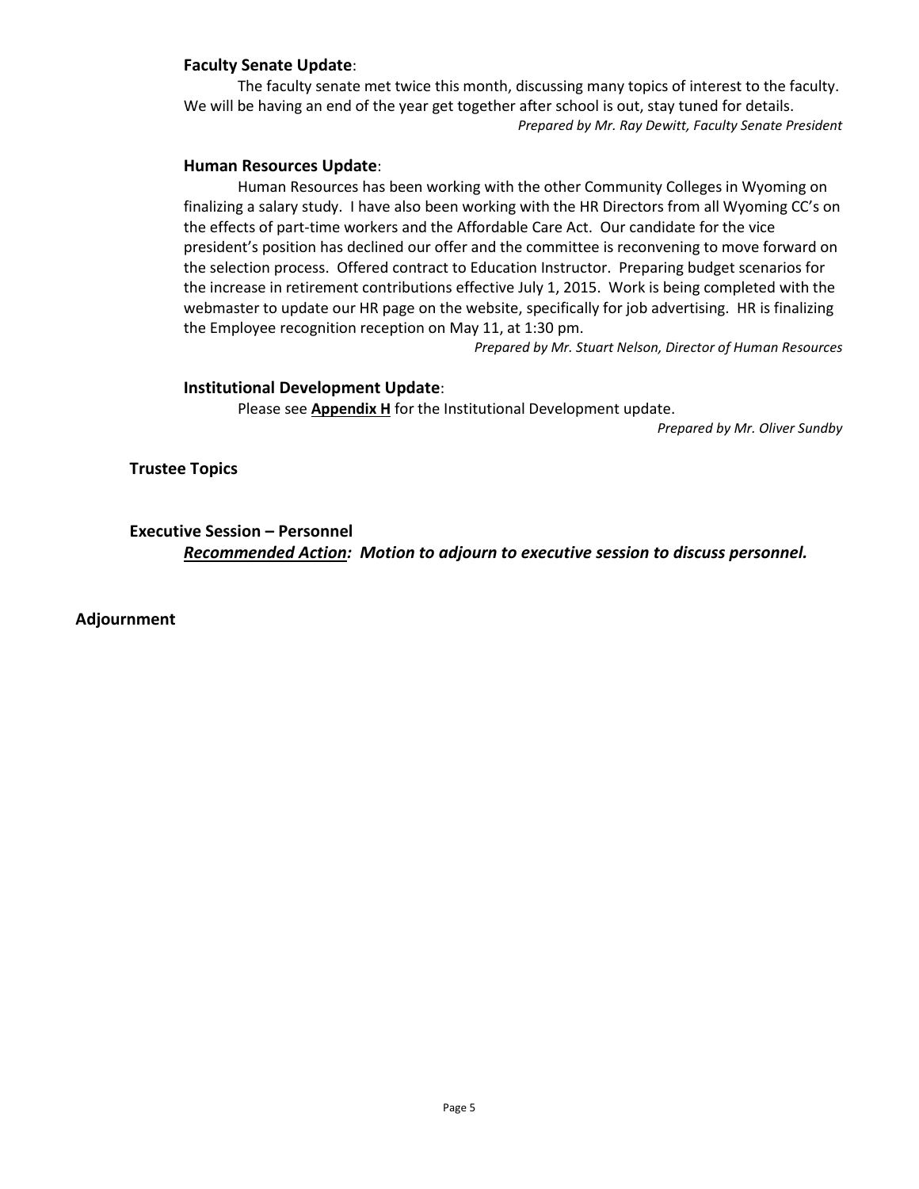**Faculty Senate Update**:

The faculty senate met twice this month, discussing many topics of interest to the faculty. We will be having an end of the year get together after school is out, stay tuned for details.

*Prepared by Mr. Ray Dewitt, Faculty Senate President*

**Human Resources Update**:

Human Resources has been working with the other Community Colleges in Wyoming on finalizing a salary study. I have also been working with the HR Directors from all Wyoming CC's on the effects of part-time workers and the Affordable Care Act. Our candidate for the vice president's position has declined our offer and the committee is reconvening to move forward on the selection process. Offered contract to Education Instructor. Preparing budget scenarios for the increase in retirement contributions effective July 1, 2015. Work is being completed with the webmaster to update our HR page on the website, specifically for job advertising. HR is finalizing the Employee recognition reception on May 11, at 1:30 pm.

*Prepared by Mr. Stuart Nelson, Director of Human Resources*

**Institutional Development Update**:

Please see **Appendix H** for the Institutional Development update.

*Prepared by Mr. Oliver Sundby*

**Trustee Topics**

**Executive Session – Personnel**

***Recommended Action*: *Motion to adjourn to executive session to discuss personnel.***

**Adjournment**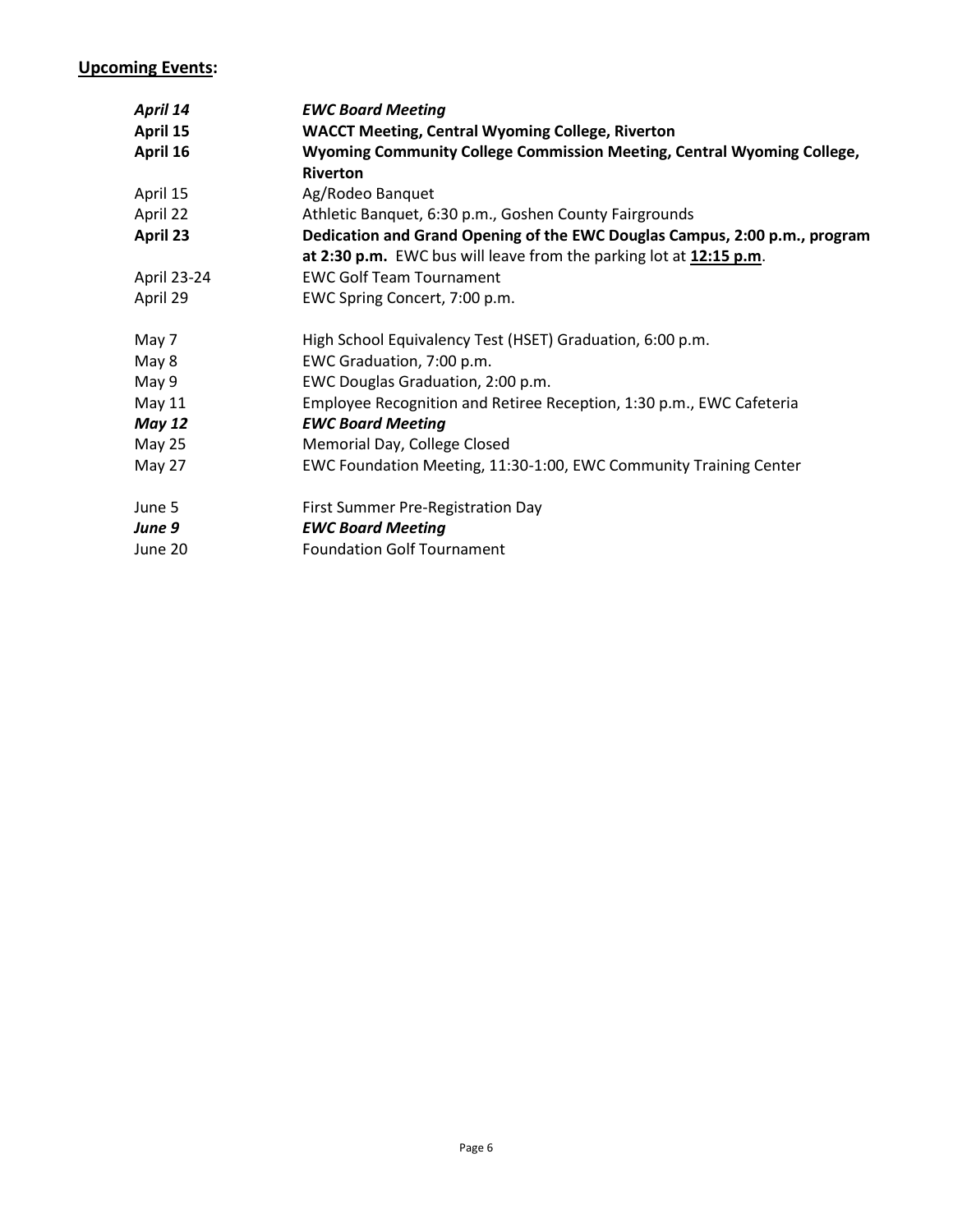**<u>Upcoming Events</u>:**

| | |
|---|---|
| ***April 14*** | ***EWC Board Meeting*** |
| **April 15** | **WACCT Meeting, Central Wyoming College, Riverton** |
| **April 16** | **Wyoming Community College Commission Meeting, Central Wyoming College, Riverton** |
| April 15 | Ag/Rodeo Banquet |
| April 22 | Athletic Banquet, 6:30 p.m., Goshen County Fairgrounds |
| **April 23** | **Dedication and Grand Opening of the EWC Douglas Campus, 2:00 p.m., program at 2:30 p.m.** EWC bus will leave from the parking lot at **<u>12:15 p.m</u>**. |
| April 23-24 | EWC Golf Team Tournament |
| April 29 | EWC Spring Concert, 7:00 p.m. |
| May 7 | High School Equivalency Test (HSET) Graduation, 6:00 p.m. |
| May 8 | EWC Graduation, 7:00 p.m. |
| May 9 | EWC Douglas Graduation, 2:00 p.m. |
| May 11 | Employee Recognition and Retiree Reception, 1:30 p.m., EWC Cafeteria |
| ***May 12*** | ***EWC Board Meeting*** |
| May 25 | Memorial Day, College Closed |
| May 27 | EWC Foundation Meeting, 11:30-1:00, EWC Community Training Center |
| June 5 | First Summer Pre-Registration Day |
| ***June 9*** | ***EWC Board Meeting*** |
| June 20 | Foundation Golf Tournament |